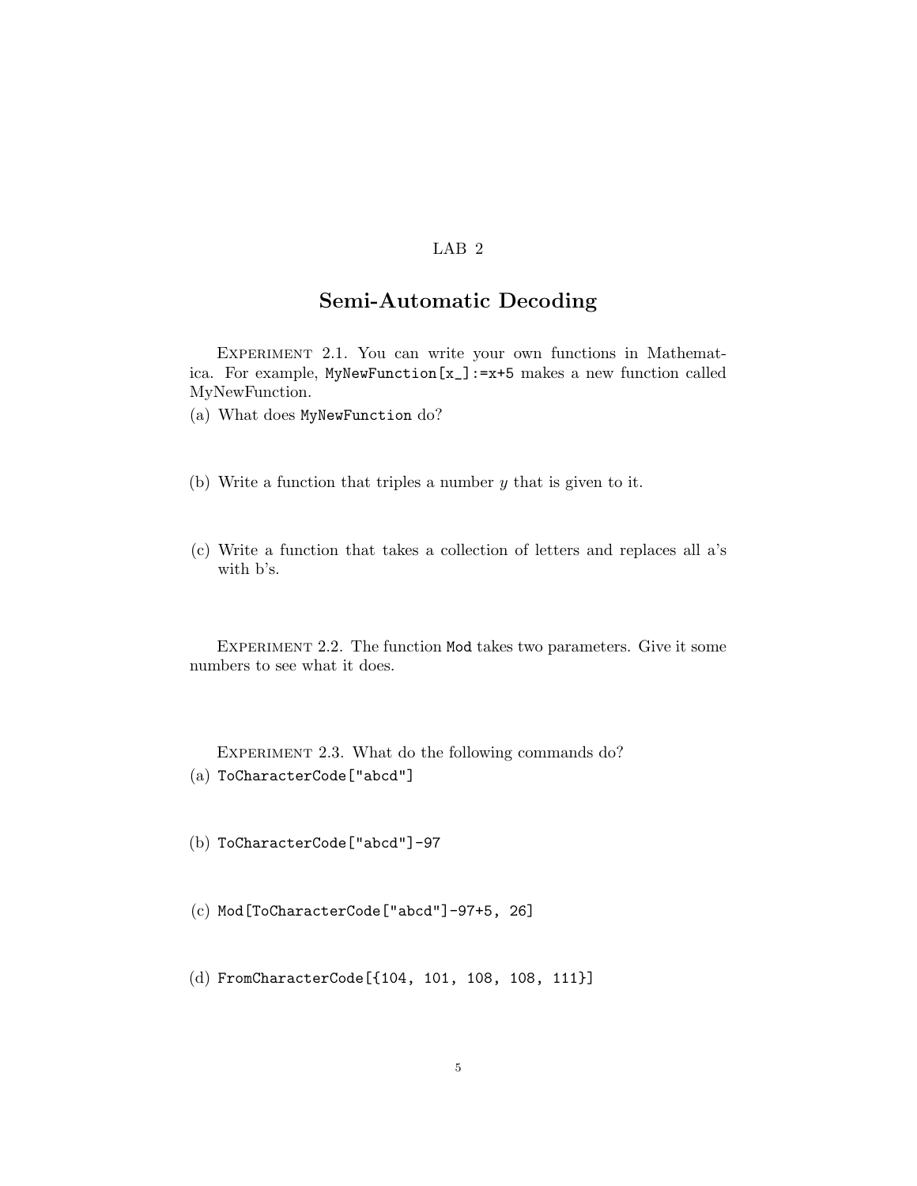LAB 2

# Semi-Automatic Decoding

EXPERIMENT 2.1. You can write your own functions in Mathematica. For example, `MyNewFunction[x_]:=x+5` makes a new function called MyNewFunction.

(a) What does `MyNewFunction` do?

(b) Write a function that triples a number $y$ that is given to it.

(c) Write a function that takes a collection of letters and replaces all a's with b's.

EXPERIMENT 2.2. The function `Mod` takes two parameters. Give it some numbers to see what it does.

EXPERIMENT 2.3. What do the following commands do?

(a) `ToCharacterCode["abcd"]`

(b) `ToCharacterCode["abcd"]-97`

(c) `Mod[ToCharacterCode["abcd"]-97+5, 26]`

(d) `FromCharacterCode[{104, 101, 108, 108, 111}]`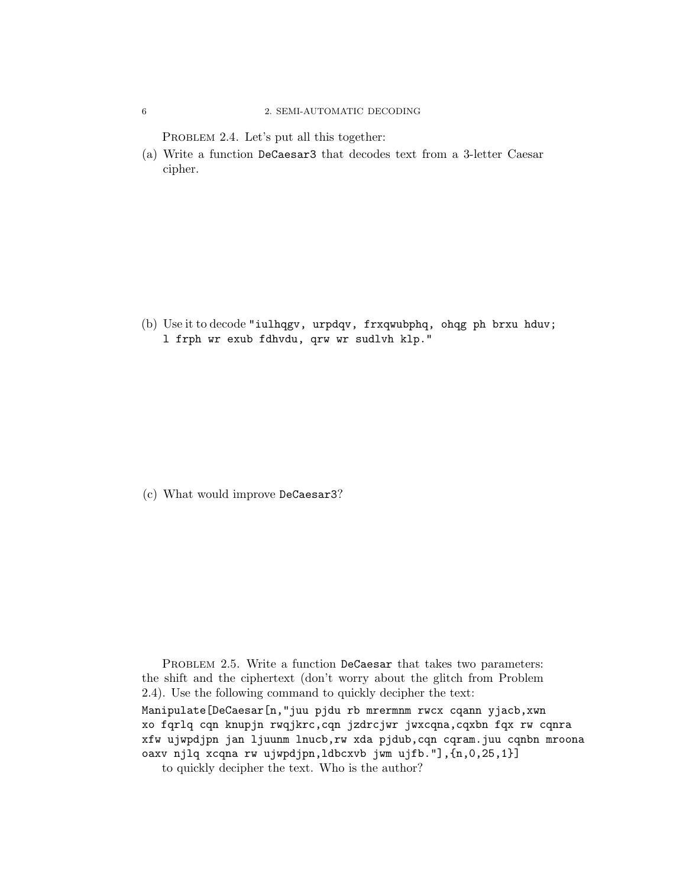PROBLEM 2.4. Let's put all this together:

(a) Write a function `DeCaesar3` that decodes text from a 3-letter Caesar cipher.

(b) Use it to decode `"iulhqgv, urpdqv, frxqwubphq, ohqg ph brxu hduv; l frph wr exub fdhvdu, qrw wr sudlvh klp."`

(c) What would improve `DeCaesar3`?

PROBLEM 2.5. Write a function `DeCaesar` that takes two parameters: the shift and the ciphertext (don't worry about the glitch from Problem 2.4). Use the following command to quickly decipher the text:

```
Manipulate[DeCaesar[n,"juu pjdu rb mrermnm rwcx cqann yjacb,xwn
xo fqrlq cqn knupjn rwqjkrc,cqn jzdrcjwr jwxcqna,cqxbn fqx rw cqnra
xfw ujwpdjpn jan ljuunm lnucb,rw xda pjdub,cqn cqram.juu cqnbn mroona
oaxv njlq xcqna rw ujwpdjpn,ldbcxvb jwm ujfb."],{n,0,25,1}]
```

to quickly decipher the text. Who is the author?